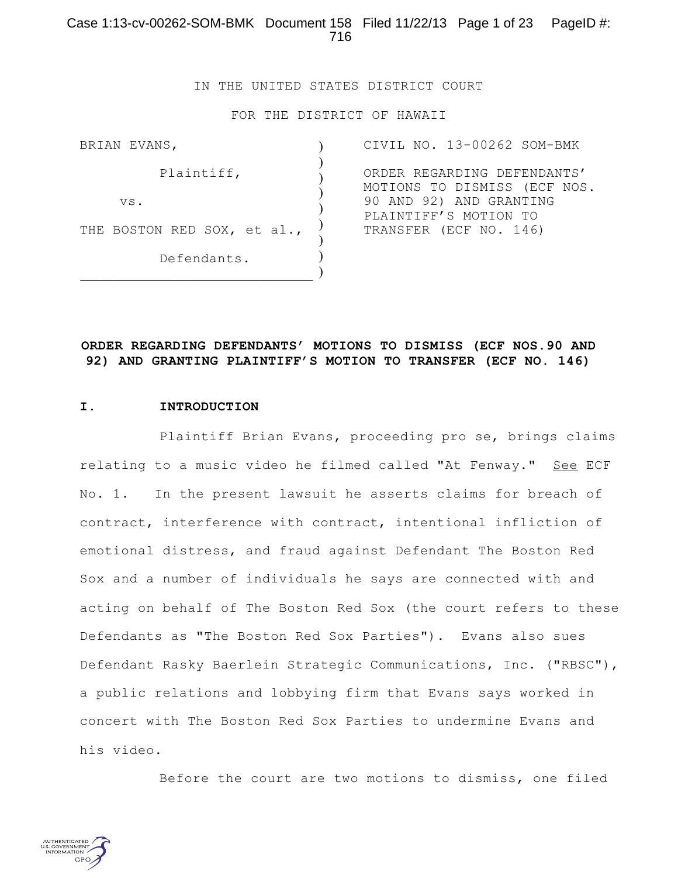IN THE UNITED STATES DISTRICT COURT

FOR THE DISTRICT OF HAWAII

| | | |
|---|---|---|
| BRIAN EVANS, Plaintiff, vs. THE BOSTON RED SOX, et al., Defendants. | ) | CIVIL NO. 13-00262 SOM-BMK ORDER REGARDING DEFENDANTS' MOTIONS TO DISMISS (ECF NOS. 90 AND 92) AND GRANTING PLAINTIFF'S MOTION TO TRANSFER (ECF NO. 146) |

**ORDER REGARDING DEFENDANTS' MOTIONS TO DISMISS (ECF NOS.90 AND 92) AND GRANTING PLAINTIFF'S MOTION TO TRANSFER (ECF NO. 146)**

## I. INTRODUCTION

Plaintiff Brian Evans, proceeding pro se, brings claims relating to a music video he filmed called "At Fenway." See ECF No. 1. In the present lawsuit he asserts claims for breach of contract, interference with contract, intentional infliction of emotional distress, and fraud against Defendant The Boston Red Sox and a number of individuals he says are connected with and acting on behalf of The Boston Red Sox (the court refers to these Defendants as "The Boston Red Sox Parties"). Evans also sues Defendant Rasky Baerlein Strategic Communications, Inc. ("RBSC"), a public relations and lobbying firm that Evans says worked in concert with The Boston Red Sox Parties to undermine Evans and his video.

Before the court are two motions to dismiss, one filed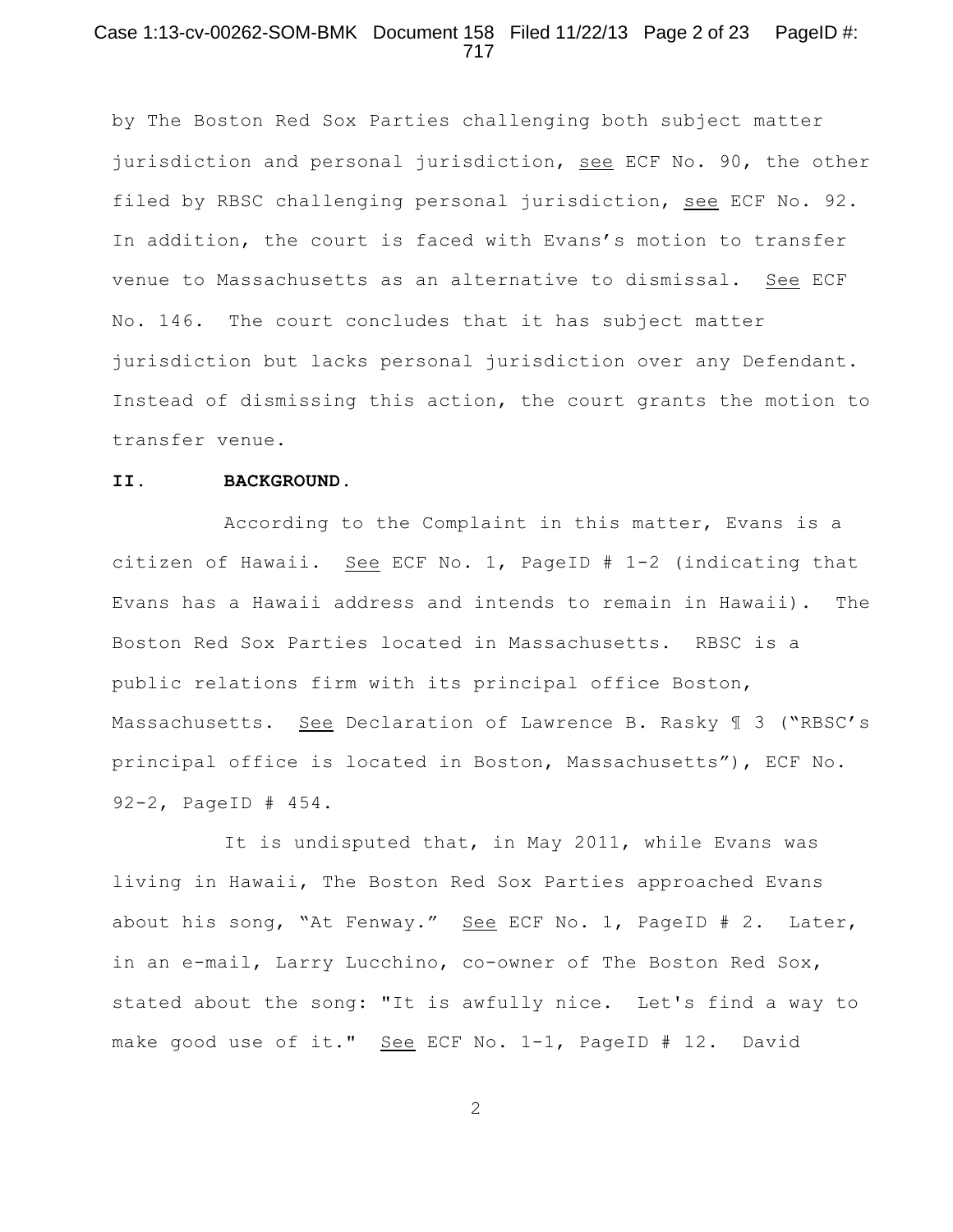by The Boston Red Sox Parties challenging both subject matter jurisdiction and personal jurisdiction, see ECF No. 90, the other filed by RBSC challenging personal jurisdiction, see ECF No. 92. In addition, the court is faced with Evans's motion to transfer venue to Massachusetts as an alternative to dismissal. See ECF No. 146. The court concludes that it has subject matter jurisdiction but lacks personal jurisdiction over any Defendant. Instead of dismissing this action, the court grants the motion to transfer venue.

## II. BACKGROUND.

According to the Complaint in this matter, Evans is a citizen of Hawaii. See ECF No. 1, PageID # 1-2 (indicating that Evans has a Hawaii address and intends to remain in Hawaii). The Boston Red Sox Parties located in Massachusetts. RBSC is a public relations firm with its principal office Boston, Massachusetts. See Declaration of Lawrence B. Rasky ¶ 3 ("RBSC's principal office is located in Boston, Massachusetts"), ECF No. 92-2, PageID # 454.

It is undisputed that, in May 2011, while Evans was living in Hawaii, The Boston Red Sox Parties approached Evans about his song, "At Fenway." See ECF No. 1, PageID # 2. Later, in an e-mail, Larry Lucchino, co-owner of The Boston Red Sox, stated about the song: "It is awfully nice. Let's find a way to make good use of it." See ECF No. 1-1, PageID # 12. David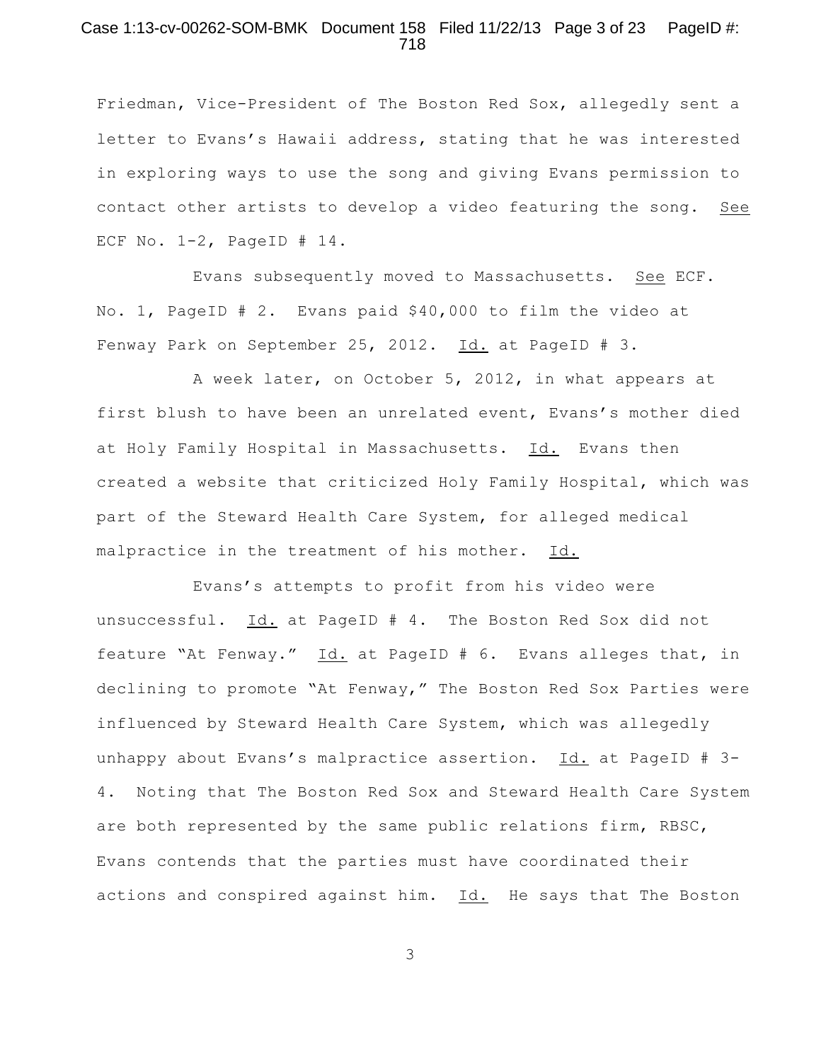Friedman, Vice-President of The Boston Red Sox, allegedly sent a letter to Evans's Hawaii address, stating that he was interested in exploring ways to use the song and giving Evans permission to contact other artists to develop a video featuring the song. See ECF No. 1-2, PageID # 14.

Evans subsequently moved to Massachusetts. See ECF. No. 1, PageID # 2. Evans paid $40,000 to film the video at Fenway Park on September 25, 2012. Id. at PageID # 3.

A week later, on October 5, 2012, in what appears at first blush to have been an unrelated event, Evans's mother died at Holy Family Hospital in Massachusetts. Id. Evans then created a website that criticized Holy Family Hospital, which was part of the Steward Health Care System, for alleged medical malpractice in the treatment of his mother. Id.

Evans's attempts to profit from his video were unsuccessful. Id. at PageID # 4. The Boston Red Sox did not feature "At Fenway." Id. at PageID # 6. Evans alleges that, in declining to promote "At Fenway," The Boston Red Sox Parties were influenced by Steward Health Care System, which was allegedly unhappy about Evans's malpractice assertion. Id. at PageID # 3-4. Noting that The Boston Red Sox and Steward Health Care System are both represented by the same public relations firm, RBSC, Evans contends that the parties must have coordinated their actions and conspired against him. Id. He says that The Boston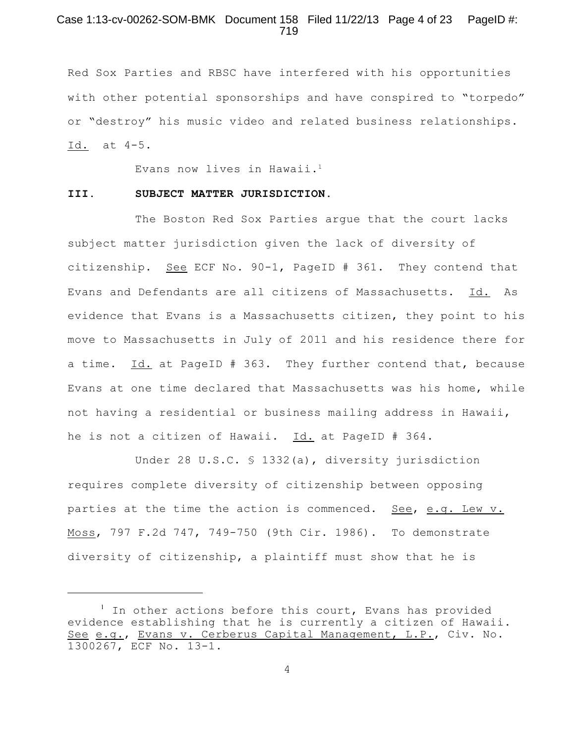Red Sox Parties and RBSC have interfered with his opportunities with other potential sponsorships and have conspired to "torpedo" or "destroy" his music video and related business relationships. Id. at 4-5.

Evans now lives in Hawaii.[1]

## III. SUBJECT MATTER JURISDICTION.

The Boston Red Sox Parties argue that the court lacks subject matter jurisdiction given the lack of diversity of citizenship. See ECF No. 90-1, PageID # 361. They contend that Evans and Defendants are all citizens of Massachusetts. Id. As evidence that Evans is a Massachusetts citizen, they point to his move to Massachusetts in July of 2011 and his residence there for a time. Id. at PageID # 363. They further contend that, because Evans at one time declared that Massachusetts was his home, while not having a residential or business mailing address in Hawaii, he is not a citizen of Hawaii. Id. at PageID # 364.

Under 28 U.S.C. § 1332(a), diversity jurisdiction requires complete diversity of citizenship between opposing parties at the time the action is commenced. See, e.g. Lew v. Moss, 797 F.2d 747, 749-750 (9th Cir. 1986). To demonstrate diversity of citizenship, a plaintiff must show that he is

---

[1] In other actions before this court, Evans has provided evidence establishing that he is currently a citizen of Hawaii. See e.g., Evans v. Cerberus Capital Management, L.P., Civ. No. 1300267, ECF No. 13-1.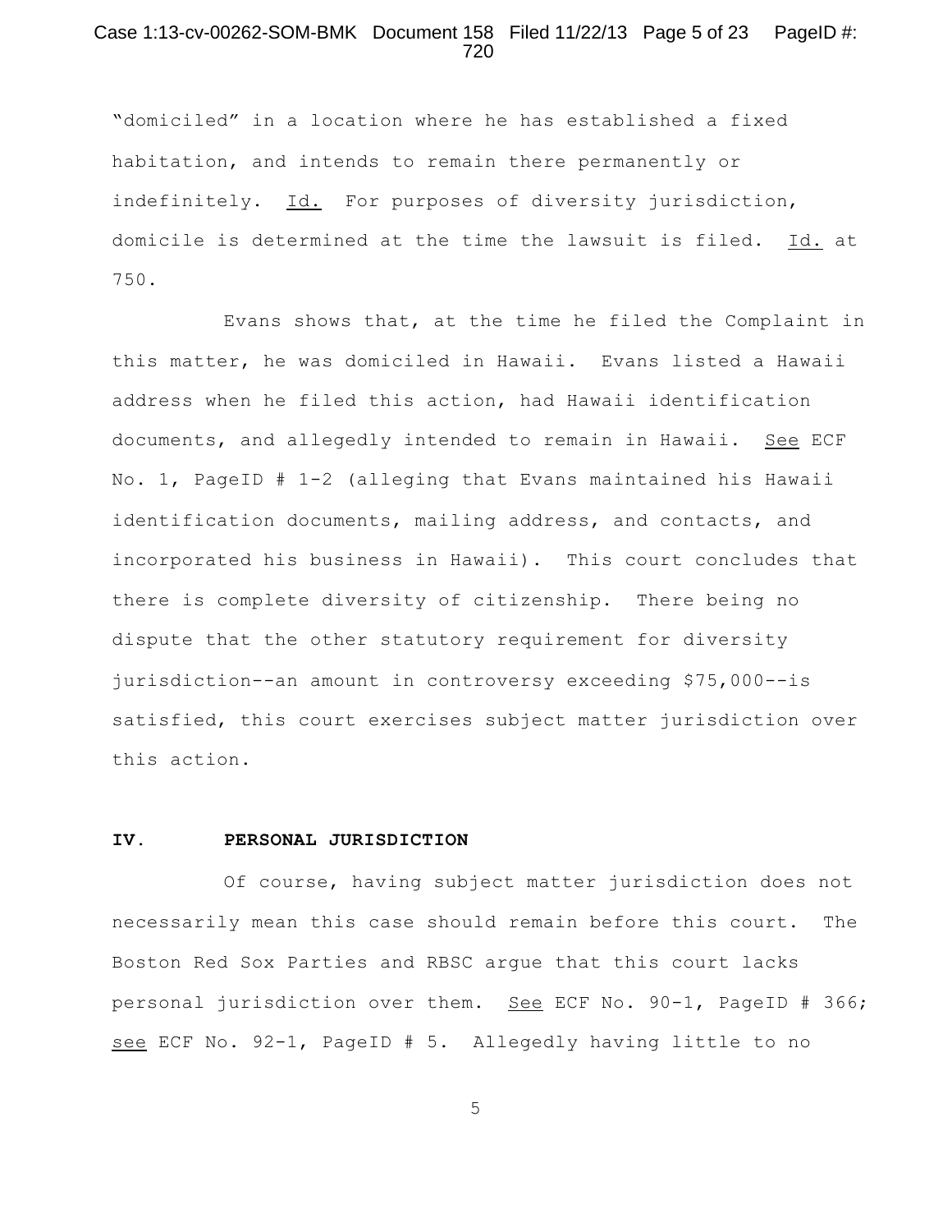"domiciled" in a location where he has established a fixed habitation, and intends to remain there permanently or indefinitely. Id. For purposes of diversity jurisdiction, domicile is determined at the time the lawsuit is filed. Id. at 750.

Evans shows that, at the time he filed the Complaint in this matter, he was domiciled in Hawaii. Evans listed a Hawaii address when he filed this action, had Hawaii identification documents, and allegedly intended to remain in Hawaii. See ECF No. 1, PageID # 1-2 (alleging that Evans maintained his Hawaii identification documents, mailing address, and contacts, and incorporated his business in Hawaii). This court concludes that there is complete diversity of citizenship. There being no dispute that the other statutory requirement for diversity jurisdiction--an amount in controversy exceeding $75,000--is satisfied, this court exercises subject matter jurisdiction over this action.

## IV. PERSONAL JURISDICTION

Of course, having subject matter jurisdiction does not necessarily mean this case should remain before this court. The Boston Red Sox Parties and RBSC argue that this court lacks personal jurisdiction over them. See ECF No. 90-1, PageID # 366; see ECF No. 92-1, PageID # 5. Allegedly having little to no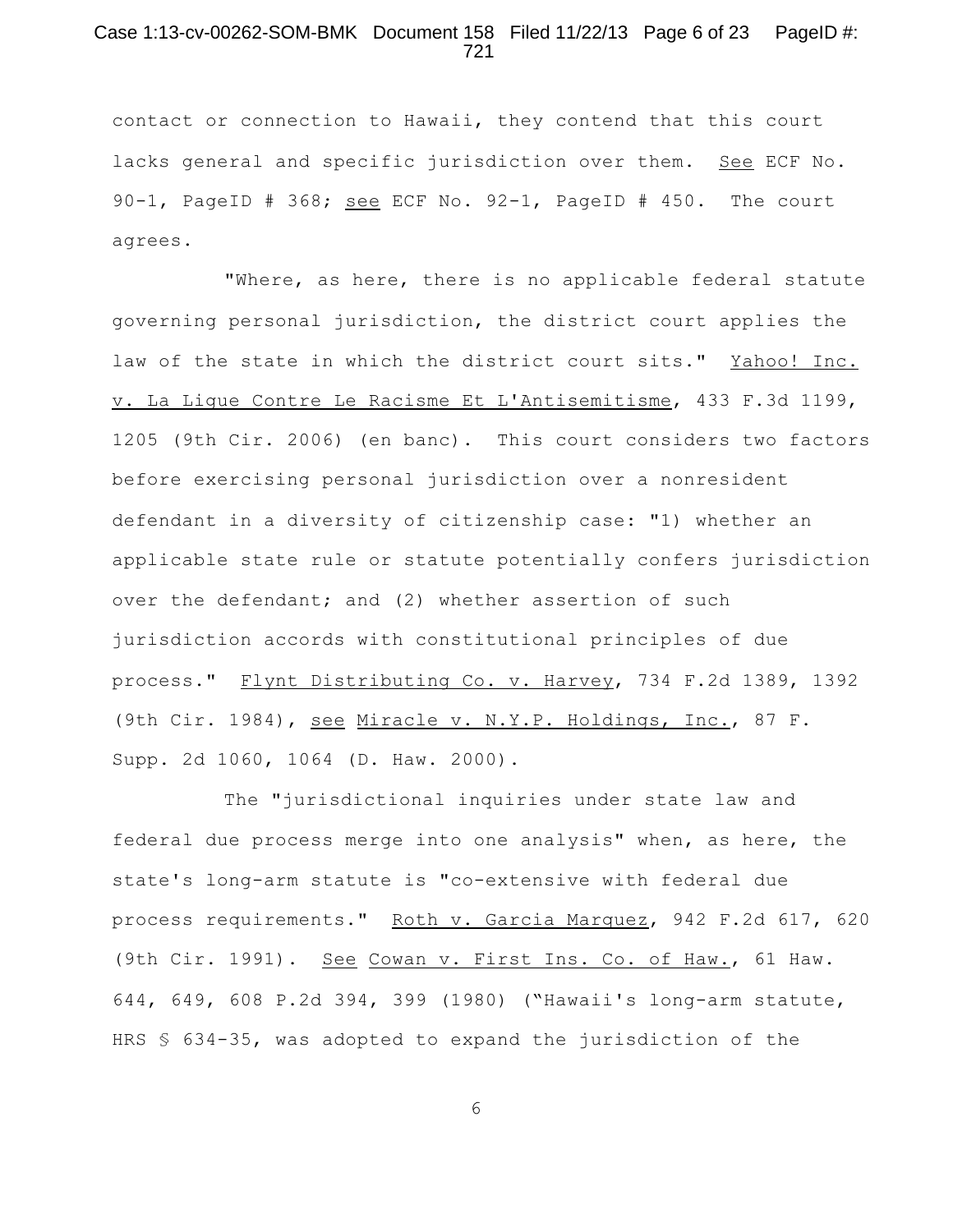contact or connection to Hawaii, they contend that this court lacks general and specific jurisdiction over them. See ECF No. 90-1, PageID # 368; see ECF No. 92-1, PageID # 450. The court agrees.

"Where, as here, there is no applicable federal statute governing personal jurisdiction, the district court applies the law of the state in which the district court sits." Yahoo! Inc. v. La Ligue Contre Le Racisme Et L'Antisemitisme, 433 F.3d 1199, 1205 (9th Cir. 2006) (en banc). This court considers two factors before exercising personal jurisdiction over a nonresident defendant in a diversity of citizenship case: "1) whether an applicable state rule or statute potentially confers jurisdiction over the defendant; and (2) whether assertion of such jurisdiction accords with constitutional principles of due process." Flynt Distributing Co. v. Harvey, 734 F.2d 1389, 1392 (9th Cir. 1984), see Miracle v. N.Y.P. Holdings, Inc., 87 F. Supp. 2d 1060, 1064 (D. Haw. 2000).

The "jurisdictional inquiries under state law and federal due process merge into one analysis" when, as here, the state's long-arm statute is "co-extensive with federal due process requirements." Roth v. Garcia Marquez, 942 F.2d 617, 620 (9th Cir. 1991). See Cowan v. First Ins. Co. of Haw., 61 Haw. 644, 649, 608 P.2d 394, 399 (1980) ("Hawaii's long-arm statute, HRS § 634-35, was adopted to expand the jurisdiction of the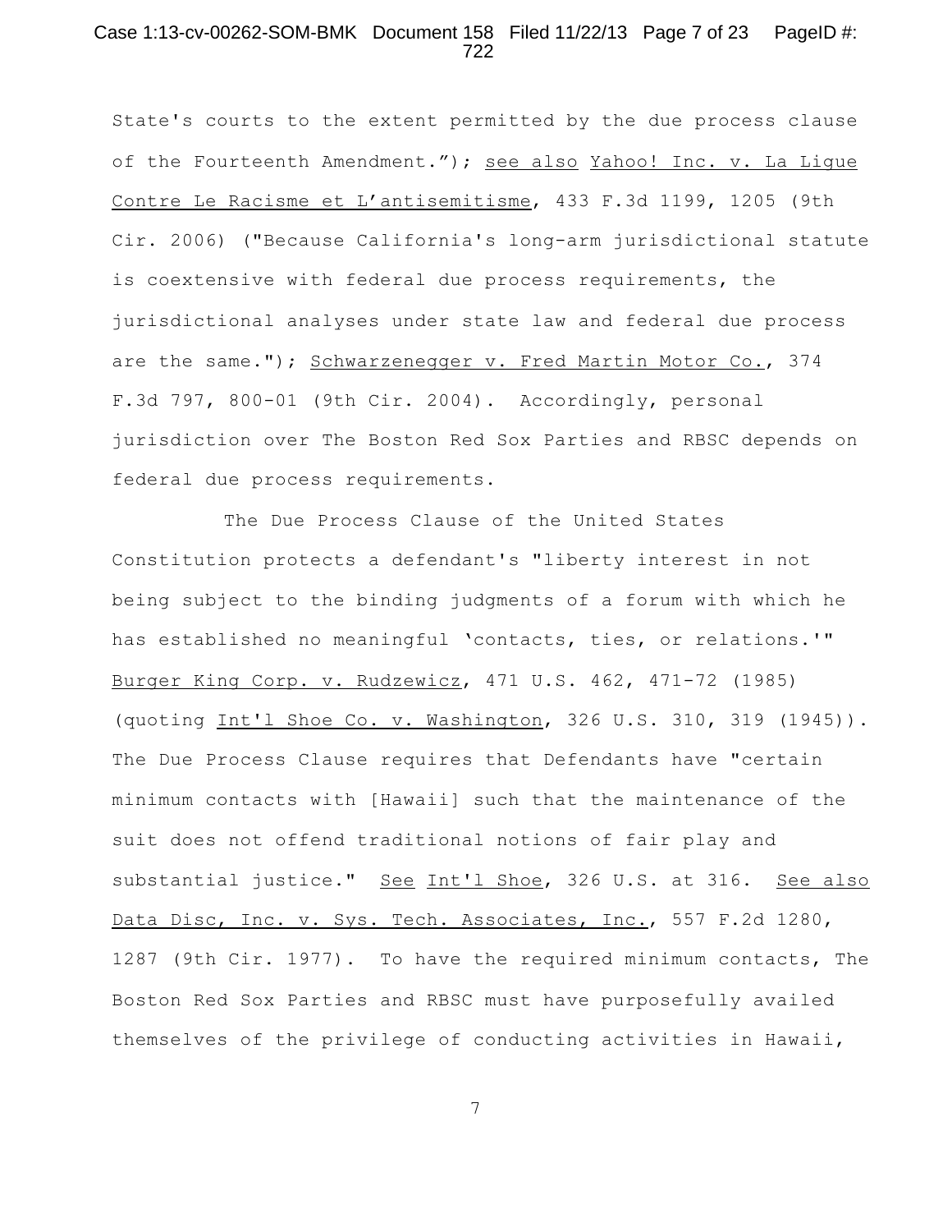State's courts to the extent permitted by the due process clause of the Fourteenth Amendment."); see also Yahoo! Inc. v. La Ligue Contre Le Racisme et L'antisemitisme, 433 F.3d 1199, 1205 (9th Cir. 2006) ("Because California's long-arm jurisdictional statute is coextensive with federal due process requirements, the jurisdictional analyses under state law and federal due process are the same."); Schwarzenegger v. Fred Martin Motor Co., 374 F.3d 797, 800-01 (9th Cir. 2004). Accordingly, personal jurisdiction over The Boston Red Sox Parties and RBSC depends on federal due process requirements.

The Due Process Clause of the United States Constitution protects a defendant's "liberty interest in not being subject to the binding judgments of a forum with which he has established no meaningful 'contacts, ties, or relations.'" Burger King Corp. v. Rudzewicz, 471 U.S. 462, 471-72 (1985) (quoting Int'l Shoe Co. v. Washington, 326 U.S. 310, 319 (1945)). The Due Process Clause requires that Defendants have "certain minimum contacts with [Hawaii] such that the maintenance of the suit does not offend traditional notions of fair play and substantial justice." See Int'l Shoe, 326 U.S. at 316. See also Data Disc, Inc. v. Sys. Tech. Associates, Inc., 557 F.2d 1280, 1287 (9th Cir. 1977). To have the required minimum contacts, The Boston Red Sox Parties and RBSC must have purposefully availed themselves of the privilege of conducting activities in Hawaii,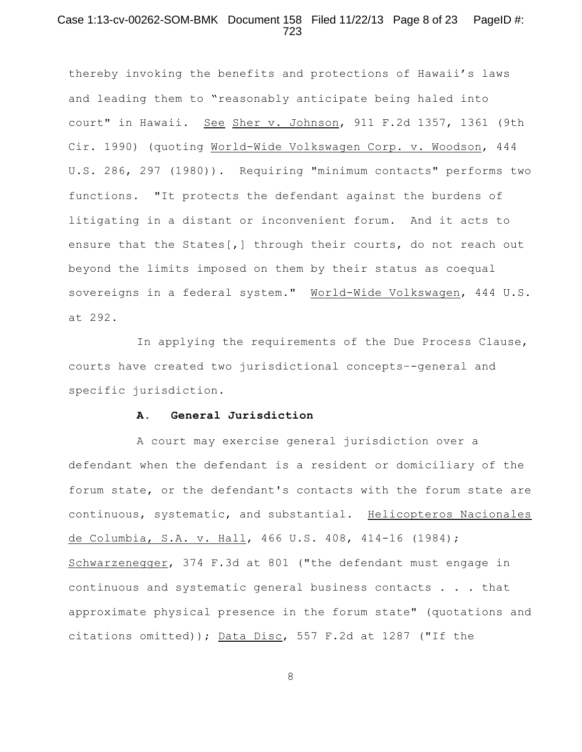thereby invoking the benefits and protections of Hawaii's laws and leading them to "reasonably anticipate being haled into court" in Hawaii. See Sher v. Johnson, 911 F.2d 1357, 1361 (9th Cir. 1990) (quoting World-Wide Volkswagen Corp. v. Woodson, 444 U.S. 286, 297 (1980)). Requiring "minimum contacts" performs two functions. "It protects the defendant against the burdens of litigating in a distant or inconvenient forum. And it acts to ensure that the States[,] through their courts, do not reach out beyond the limits imposed on them by their status as coequal sovereigns in a federal system." World-Wide Volkswagen, 444 U.S. at 292.

In applying the requirements of the Due Process Clause, courts have created two jurisdictional concepts--general and specific jurisdiction.

### A. General Jurisdiction

A court may exercise general jurisdiction over a defendant when the defendant is a resident or domiciliary of the forum state, or the defendant's contacts with the forum state are continuous, systematic, and substantial. Helicopteros Nacionales de Columbia, S.A. v. Hall, 466 U.S. 408, 414-16 (1984); Schwarzenegger, 374 F.3d at 801 ("the defendant must engage in continuous and systematic general business contacts . . . that approximate physical presence in the forum state" (quotations and citations omitted)); Data Disc, 557 F.2d at 1287 ("If the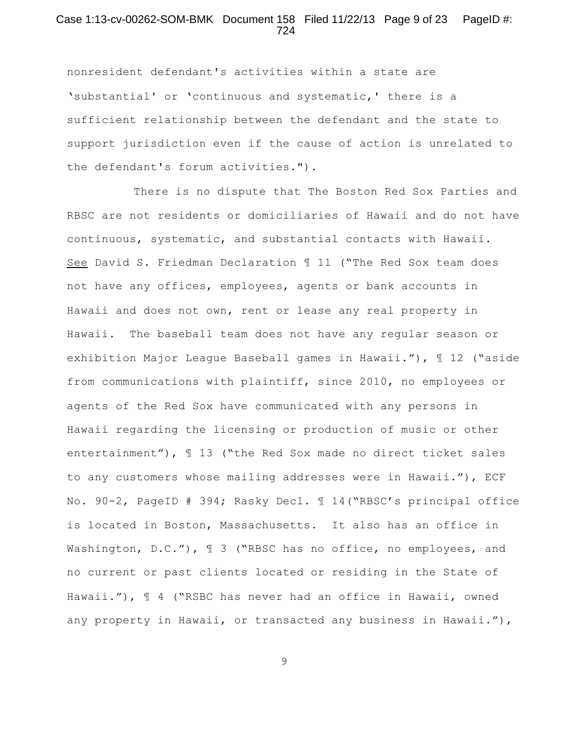nonresident defendant's activities within a state are 'substantial' or 'continuous and systematic,' there is a sufficient relationship between the defendant and the state to support jurisdiction even if the cause of action is unrelated to the defendant's forum activities.").

There is no dispute that The Boston Red Sox Parties and RBSC are not residents or domiciliaries of Hawaii and do not have continuous, systematic, and substantial contacts with Hawaii. See David S. Friedman Declaration ¶ 11 ("The Red Sox team does not have any offices, employees, agents or bank accounts in Hawaii and does not own, rent or lease any real property in Hawaii. The baseball team does not have any regular season or exhibition Major League Baseball games in Hawaii."), ¶ 12 ("aside from communications with plaintiff, since 2010, no employees or agents of the Red Sox have communicated with any persons in Hawaii regarding the licensing or production of music or other entertainment"), ¶ 13 ("the Red Sox made no direct ticket sales to any customers whose mailing addresses were in Hawaii."), ECF No. 90-2, PageID # 394; Rasky Decl. ¶ 14("RBSC's principal office is located in Boston, Massachusetts. It also has an office in Washington, D.C."), ¶ 3 ("RBSC has no office, no employees, and no current or past clients located or residing in the State of Hawaii."), ¶ 4 ("RSBC has never had an office in Hawaii, owned any property in Hawaii, or transacted any business in Hawaii."),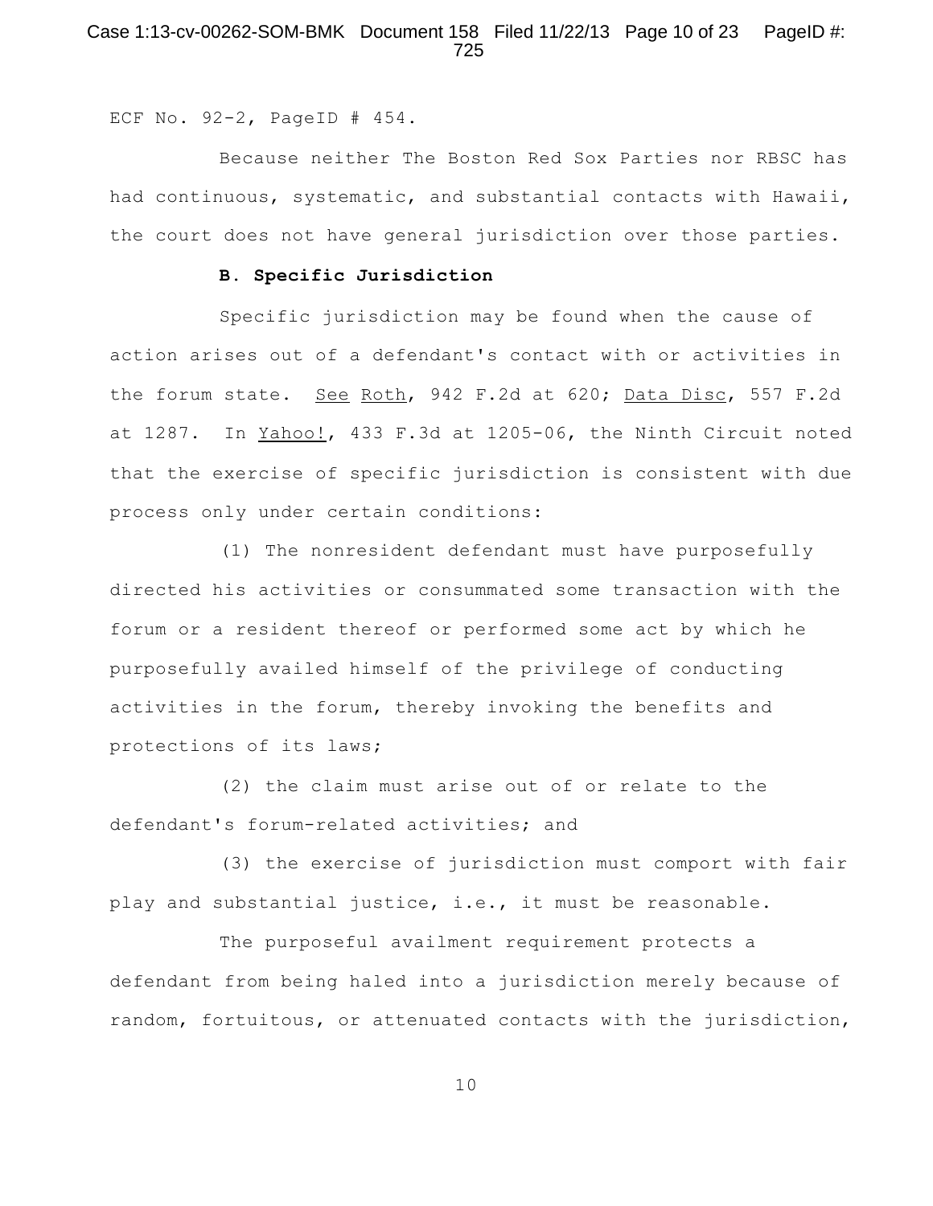ECF No. 92-2, PageID # 454.

Because neither The Boston Red Sox Parties nor RBSC has had continuous, systematic, and substantial contacts with Hawaii, the court does not have general jurisdiction over those parties.

**B. Specific Jurisdiction**

Specific jurisdiction may be found when the cause of action arises out of a defendant's contact with or activities in the forum state. See Roth, 942 F.2d at 620; Data Disc, 557 F.2d at 1287. In Yahoo!, 433 F.3d at 1205-06, the Ninth Circuit noted that the exercise of specific jurisdiction is consistent with due process only under certain conditions:

(1) The nonresident defendant must have purposefully directed his activities or consummated some transaction with the forum or a resident thereof or performed some act by which he purposefully availed himself of the privilege of conducting activities in the forum, thereby invoking the benefits and protections of its laws;

(2) the claim must arise out of or relate to the defendant's forum-related activities; and

(3) the exercise of jurisdiction must comport with fair play and substantial justice, i.e., it must be reasonable.

The purposeful availment requirement protects a defendant from being haled into a jurisdiction merely because of random, fortuitous, or attenuated contacts with the jurisdiction,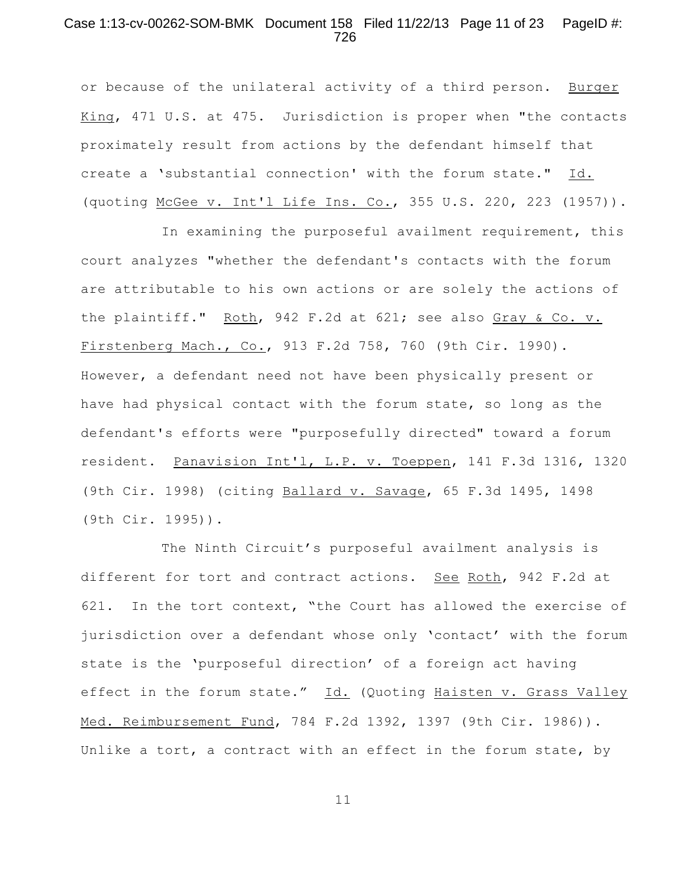or because of the unilateral activity of a third person. Burger King, 471 U.S. at 475. Jurisdiction is proper when "the contacts proximately result from actions by the defendant himself that create a 'substantial connection' with the forum state." Id. (quoting McGee v. Int'l Life Ins. Co., 355 U.S. 220, 223 (1957)).

In examining the purposeful availment requirement, this court analyzes "whether the defendant's contacts with the forum are attributable to his own actions or are solely the actions of the plaintiff." Roth, 942 F.2d at 621; see also Gray & Co. v. Firstenberg Mach., Co., 913 F.2d 758, 760 (9th Cir. 1990). However, a defendant need not have been physically present or have had physical contact with the forum state, so long as the defendant's efforts were "purposefully directed" toward a forum resident. Panavision Int'l, L.P. v. Toeppen, 141 F.3d 1316, 1320 (9th Cir. 1998) (citing Ballard v. Savage, 65 F.3d 1495, 1498 (9th Cir. 1995)).

The Ninth Circuit's purposeful availment analysis is different for tort and contract actions. See Roth, 942 F.2d at 621. In the tort context, "the Court has allowed the exercise of jurisdiction over a defendant whose only 'contact' with the forum state is the 'purposeful direction' of a foreign act having effect in the forum state." Id. (Quoting Haisten v. Grass Valley Med. Reimbursement Fund, 784 F.2d 1392, 1397 (9th Cir. 1986)). Unlike a tort, a contract with an effect in the forum state, by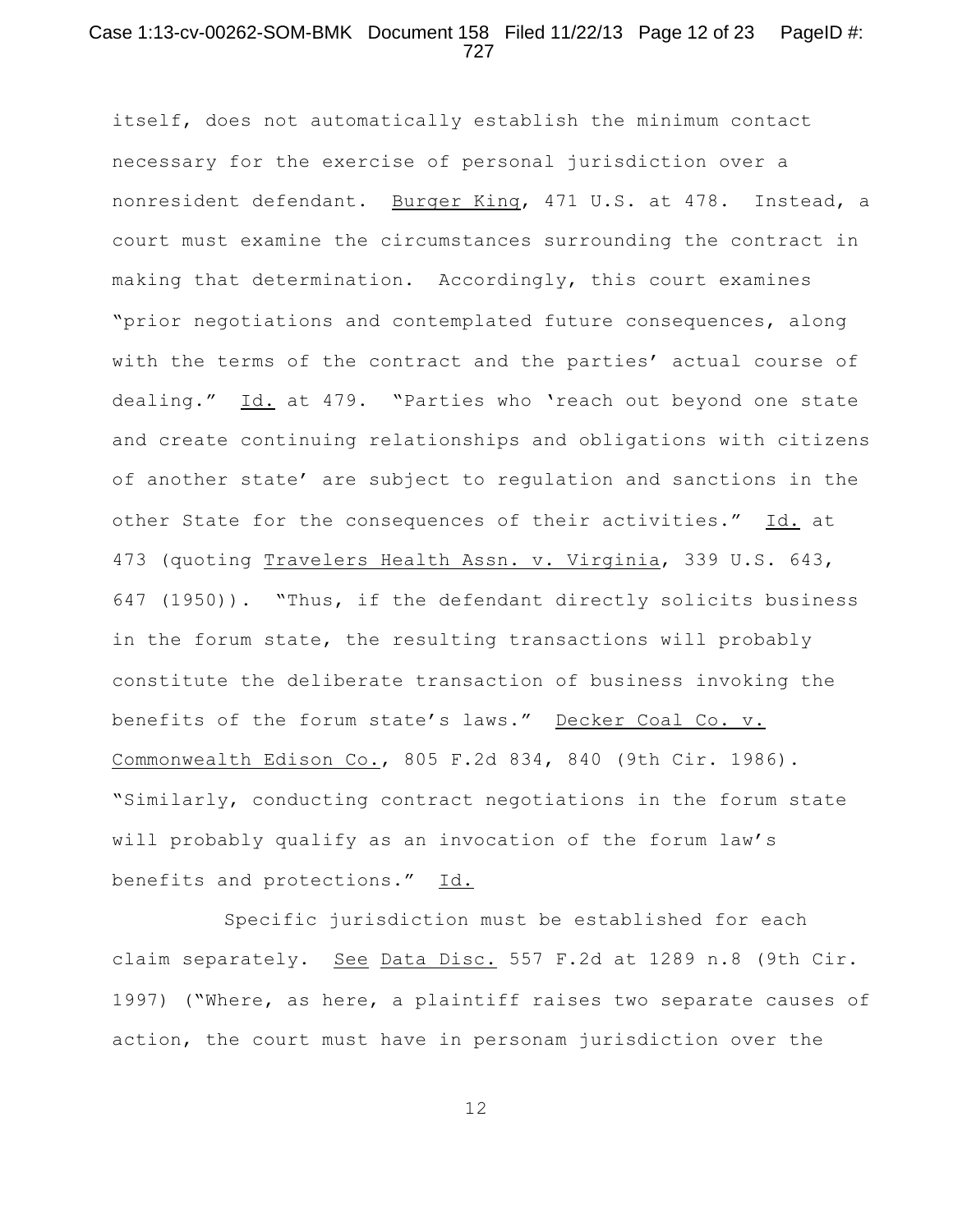itself, does not automatically establish the minimum contact necessary for the exercise of personal jurisdiction over a nonresident defendant. Burger King, 471 U.S. at 478. Instead, a court must examine the circumstances surrounding the contract in making that determination. Accordingly, this court examines "prior negotiations and contemplated future consequences, along with the terms of the contract and the parties' actual course of dealing." Id. at 479. "Parties who 'reach out beyond one state and create continuing relationships and obligations with citizens of another state' are subject to regulation and sanctions in the other State for the consequences of their activities." Id. at 473 (quoting Travelers Health Assn. v. Virginia, 339 U.S. 643, 647 (1950)). "Thus, if the defendant directly solicits business in the forum state, the resulting transactions will probably constitute the deliberate transaction of business invoking the benefits of the forum state's laws." Decker Coal Co. v. Commonwealth Edison Co., 805 F.2d 834, 840 (9th Cir. 1986). "Similarly, conducting contract negotiations in the forum state will probably qualify as an invocation of the forum law's benefits and protections." Id.

Specific jurisdiction must be established for each claim separately. See Data Disc. 557 F.2d at 1289 n.8 (9th Cir. 1997) ("Where, as here, a plaintiff raises two separate causes of action, the court must have in personam jurisdiction over the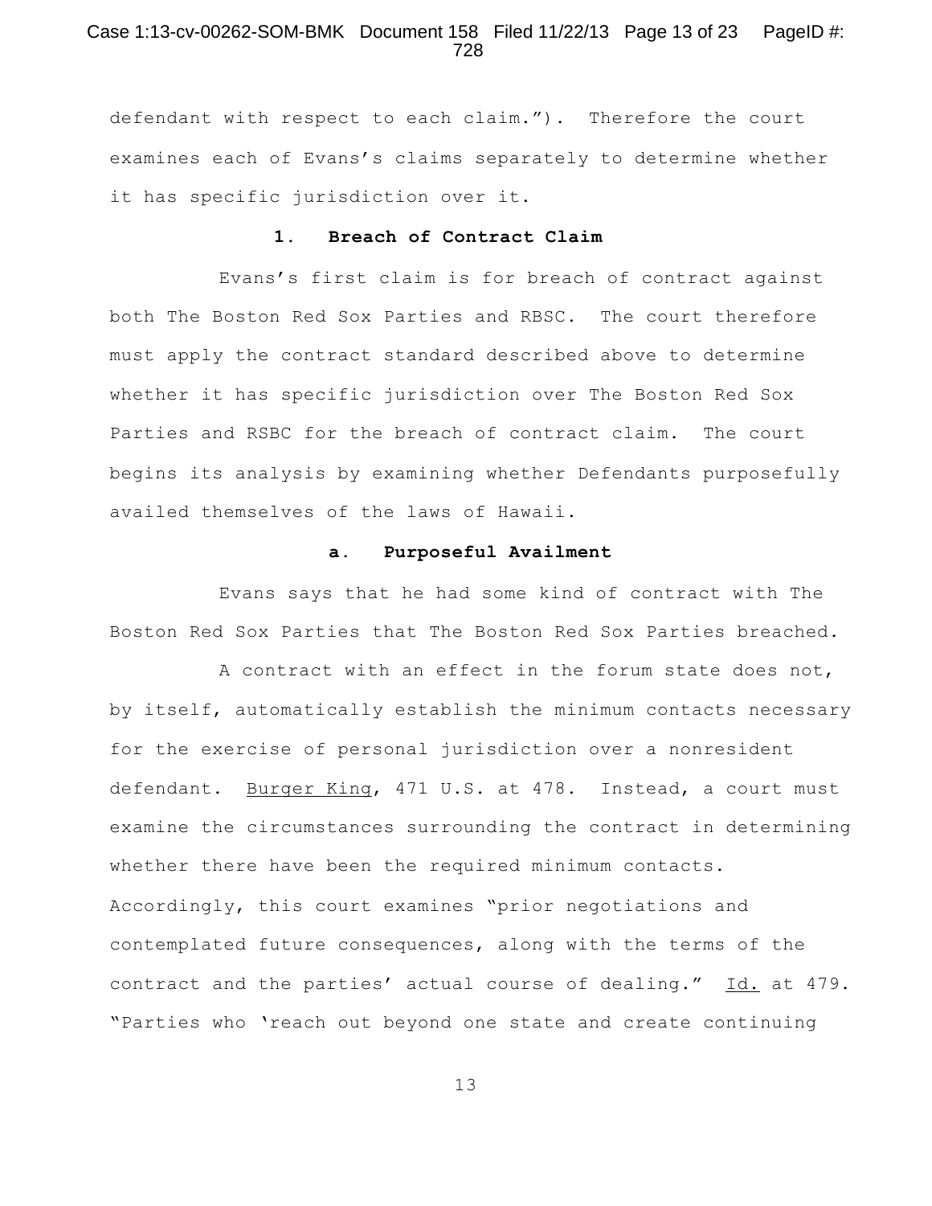defendant with respect to each claim."). Therefore the court examines each of Evans's claims separately to determine whether it has specific jurisdiction over it.

### 1. Breach of Contract Claim

Evans's first claim is for breach of contract against both The Boston Red Sox Parties and RBSC. The court therefore must apply the contract standard described above to determine whether it has specific jurisdiction over The Boston Red Sox Parties and RSBC for the breach of contract claim. The court begins its analysis by examining whether Defendants purposefully availed themselves of the laws of Hawaii.

#### a. Purposeful Availment

Evans says that he had some kind of contract with The Boston Red Sox Parties that The Boston Red Sox Parties breached.

A contract with an effect in the forum state does not, by itself, automatically establish the minimum contacts necessary for the exercise of personal jurisdiction over a nonresident defendant. Burger King, 471 U.S. at 478. Instead, a court must examine the circumstances surrounding the contract in determining whether there have been the required minimum contacts. Accordingly, this court examines "prior negotiations and contemplated future consequences, along with the terms of the contract and the parties' actual course of dealing." Id. at 479. "Parties who 'reach out beyond one state and create continuing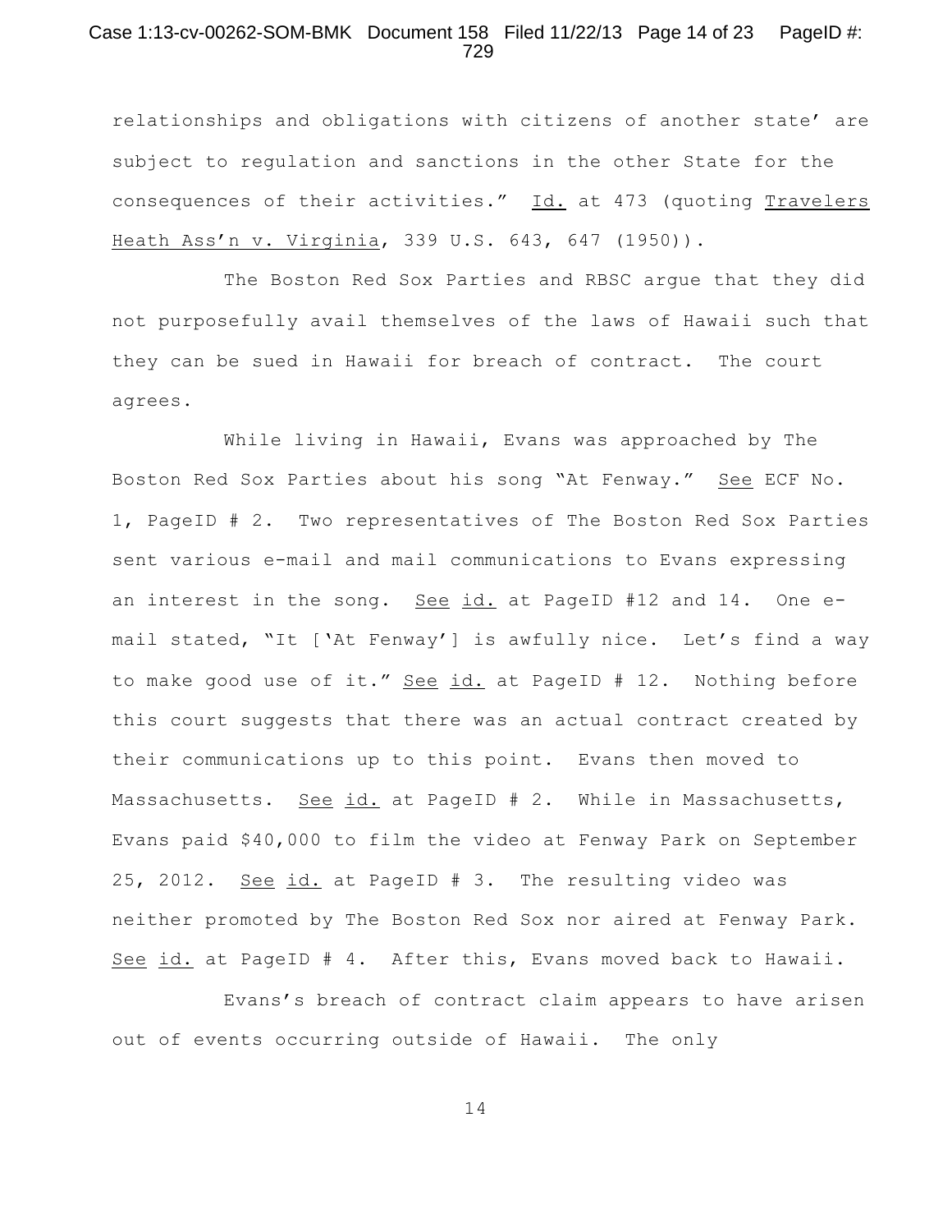relationships and obligations with citizens of another state' are subject to regulation and sanctions in the other State for the consequences of their activities." Id. at 473 (quoting Travelers Heath Ass'n v. Virginia, 339 U.S. 643, 647 (1950)).

The Boston Red Sox Parties and RBSC argue that they did not purposefully avail themselves of the laws of Hawaii such that they can be sued in Hawaii for breach of contract. The court agrees.

While living in Hawaii, Evans was approached by The Boston Red Sox Parties about his song "At Fenway." See ECF No. 1, PageID # 2. Two representatives of The Boston Red Sox Parties sent various e-mail and mail communications to Evans expressing an interest in the song. See id. at PageID #12 and 14. One e-mail stated, "It ['At Fenway'] is awfully nice. Let's find a way to make good use of it." See id. at PageID # 12. Nothing before this court suggests that there was an actual contract created by their communications up to this point. Evans then moved to Massachusetts. See id. at PageID # 2. While in Massachusetts, Evans paid $40,000 to film the video at Fenway Park on September 25, 2012. See id. at PageID # 3. The resulting video was neither promoted by The Boston Red Sox nor aired at Fenway Park. See id. at PageID # 4. After this, Evans moved back to Hawaii.

Evans's breach of contract claim appears to have arisen out of events occurring outside of Hawaii. The only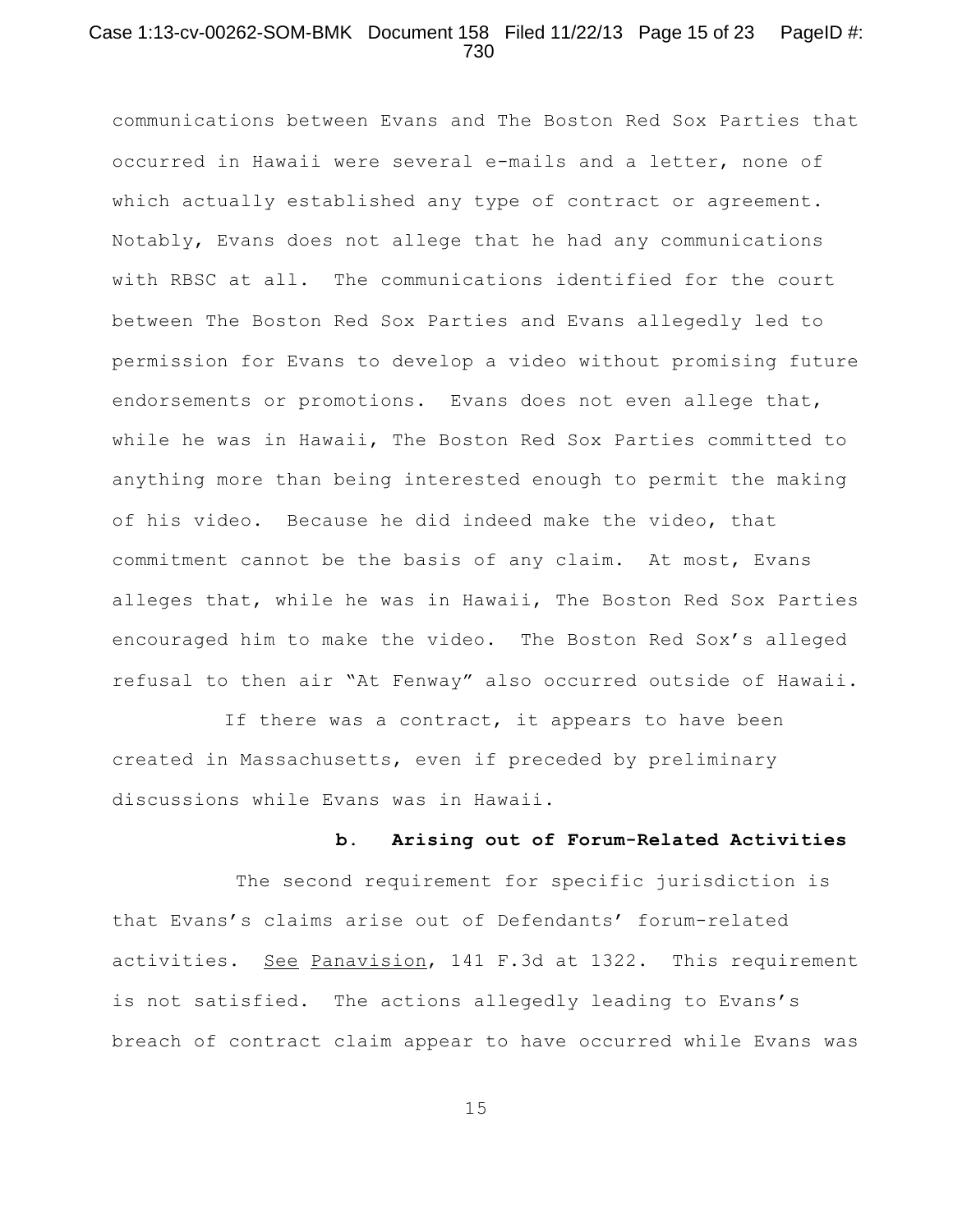communications between Evans and The Boston Red Sox Parties that occurred in Hawaii were several e-mails and a letter, none of which actually established any type of contract or agreement. Notably, Evans does not allege that he had any communications with RBSC at all. The communications identified for the court between The Boston Red Sox Parties and Evans allegedly led to permission for Evans to develop a video without promising future endorsements or promotions. Evans does not even allege that, while he was in Hawaii, The Boston Red Sox Parties committed to anything more than being interested enough to permit the making of his video. Because he did indeed make the video, that commitment cannot be the basis of any claim. At most, Evans alleges that, while he was in Hawaii, The Boston Red Sox Parties encouraged him to make the video. The Boston Red Sox's alleged refusal to then air "At Fenway" also occurred outside of Hawaii.

If there was a contract, it appears to have been created in Massachusetts, even if preceded by preliminary discussions while Evans was in Hawaii.

**b. Arising out of Forum-Related Activities**

The second requirement for specific jurisdiction is that Evans's claims arise out of Defendants' forum-related activities. See Panavision, 141 F.3d at 1322. This requirement is not satisfied. The actions allegedly leading to Evans's breach of contract claim appear to have occurred while Evans was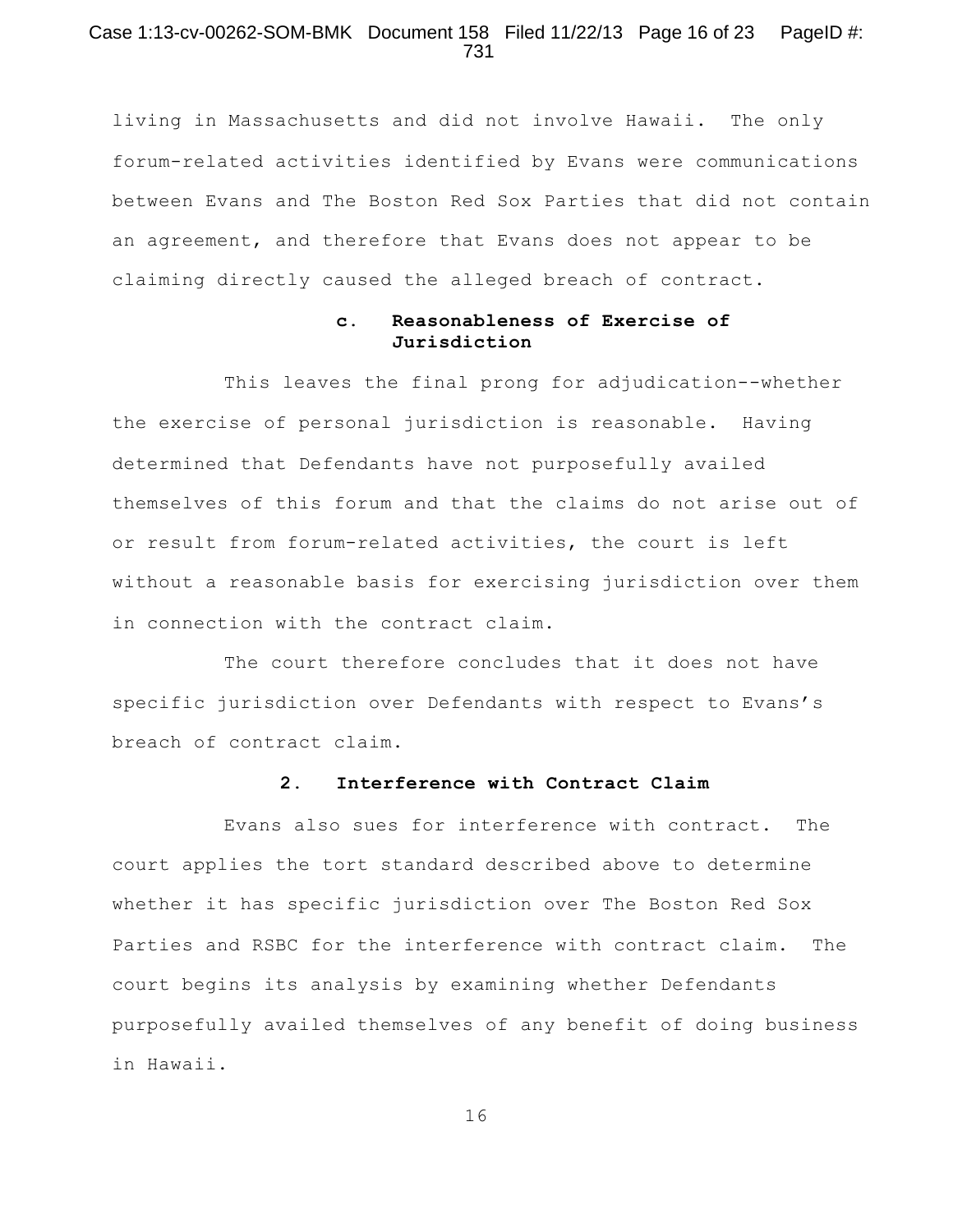living in Massachusetts and did not involve Hawaii. The only forum-related activities identified by Evans were communications between Evans and The Boston Red Sox Parties that did not contain an agreement, and therefore that Evans does not appear to be claiming directly caused the alleged breach of contract.

#### c. Reasonableness of Exercise of Jurisdiction

This leaves the final prong for adjudication--whether the exercise of personal jurisdiction is reasonable. Having determined that Defendants have not purposefully availed themselves of this forum and that the claims do not arise out of or result from forum-related activities, the court is left without a reasonable basis for exercising jurisdiction over them in connection with the contract claim.

The court therefore concludes that it does not have specific jurisdiction over Defendants with respect to Evans's breach of contract claim.

### 2. Interference with Contract Claim

Evans also sues for interference with contract. The court applies the tort standard described above to determine whether it has specific jurisdiction over The Boston Red Sox Parties and RSBC for the interference with contract claim. The court begins its analysis by examining whether Defendants purposefully availed themselves of any benefit of doing business in Hawaii.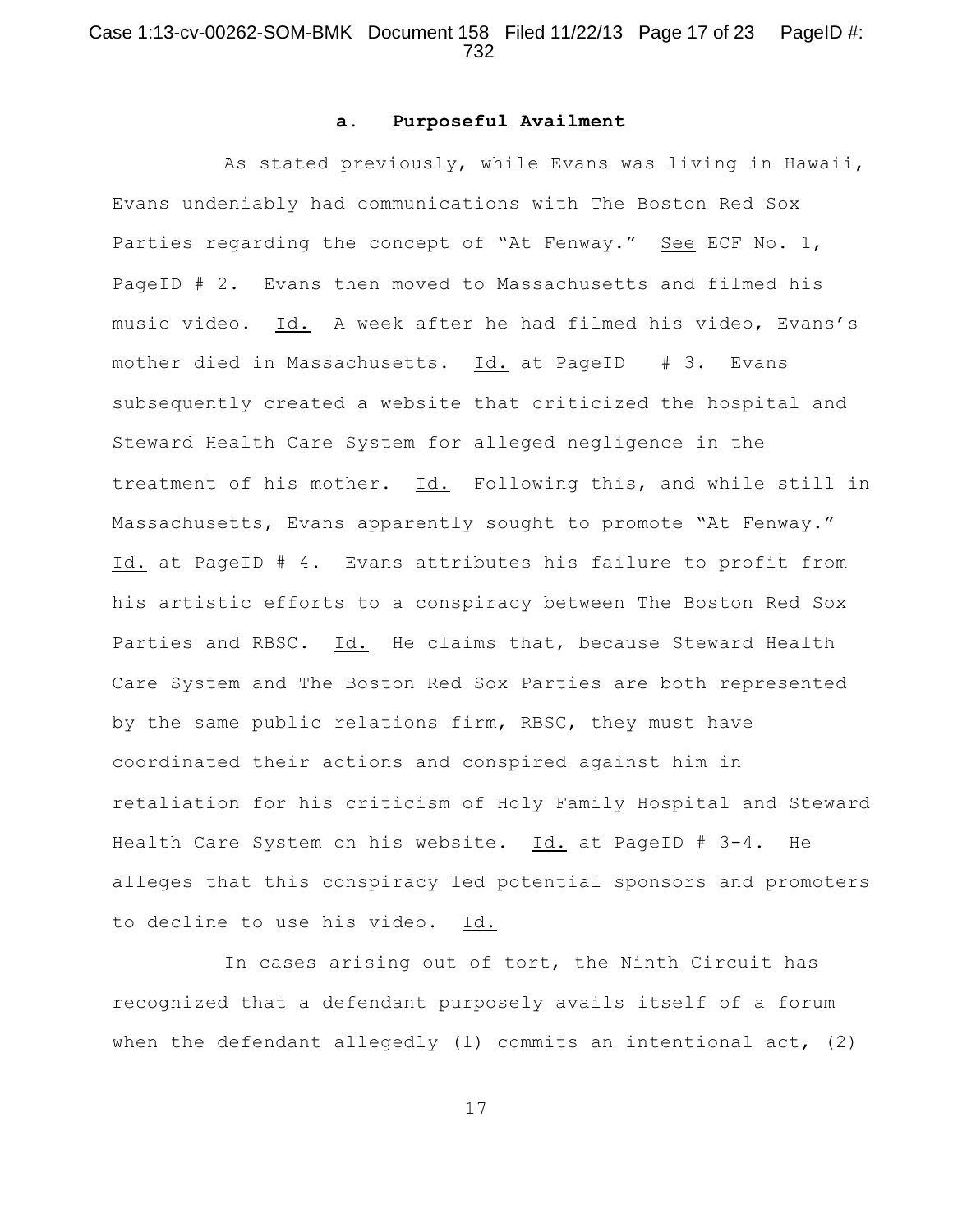### a. Purposeful Availment

As stated previously, while Evans was living in Hawaii, Evans undeniably had communications with The Boston Red Sox Parties regarding the concept of "At Fenway." See ECF No. 1, PageID # 2. Evans then moved to Massachusetts and filmed his music video. Id. A week after he had filmed his video, Evans's mother died in Massachusetts. Id. at PageID # 3. Evans subsequently created a website that criticized the hospital and Steward Health Care System for alleged negligence in the treatment of his mother. Id. Following this, and while still in Massachusetts, Evans apparently sought to promote "At Fenway." Id. at PageID # 4. Evans attributes his failure to profit from his artistic efforts to a conspiracy between The Boston Red Sox Parties and RBSC. Id. He claims that, because Steward Health Care System and The Boston Red Sox Parties are both represented by the same public relations firm, RBSC, they must have coordinated their actions and conspired against him in retaliation for his criticism of Holy Family Hospital and Steward Health Care System on his website. Id. at PageID # 3-4. He alleges that this conspiracy led potential sponsors and promoters to decline to use his video. Id.

In cases arising out of tort, the Ninth Circuit has recognized that a defendant purposely avails itself of a forum when the defendant allegedly (1) commits an intentional act, (2)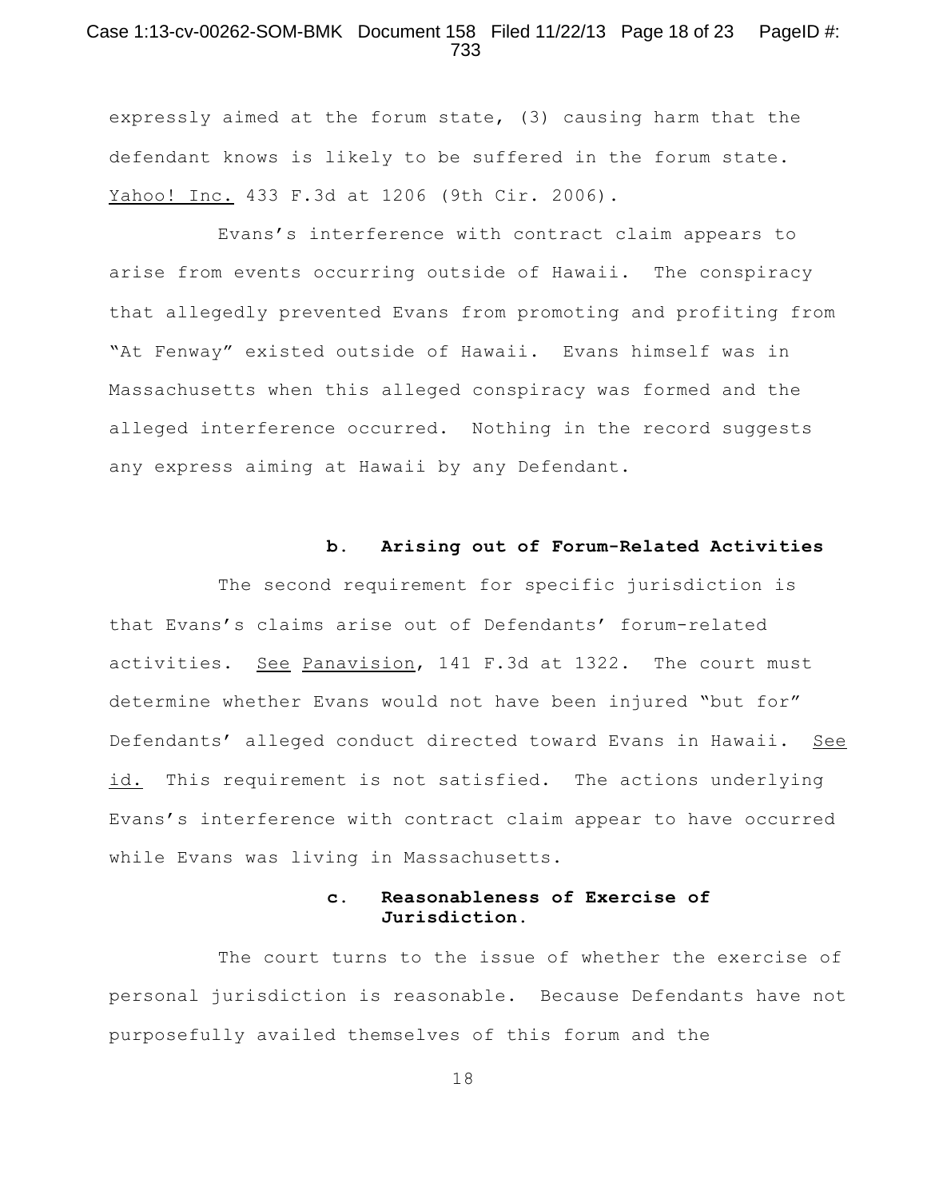expressly aimed at the forum state, (3) causing harm that the defendant knows is likely to be suffered in the forum state. Yahoo! Inc. 433 F.3d at 1206 (9th Cir. 2006).

Evans's interference with contract claim appears to arise from events occurring outside of Hawaii. The conspiracy that allegedly prevented Evans from promoting and profiting from "At Fenway" existed outside of Hawaii. Evans himself was in Massachusetts when this alleged conspiracy was formed and the alleged interference occurred. Nothing in the record suggests any express aiming at Hawaii by any Defendant.

**b. Arising out of Forum-Related Activities**

The second requirement for specific jurisdiction is that Evans's claims arise out of Defendants' forum-related activities. See Panavision, 141 F.3d at 1322. The court must determine whether Evans would not have been injured "but for" Defendants' alleged conduct directed toward Evans in Hawaii. See id. This requirement is not satisfied. The actions underlying Evans's interference with contract claim appear to have occurred while Evans was living in Massachusetts.

**c. Reasonableness of Exercise of Jurisdiction.**

The court turns to the issue of whether the exercise of personal jurisdiction is reasonable. Because Defendants have not purposefully availed themselves of this forum and the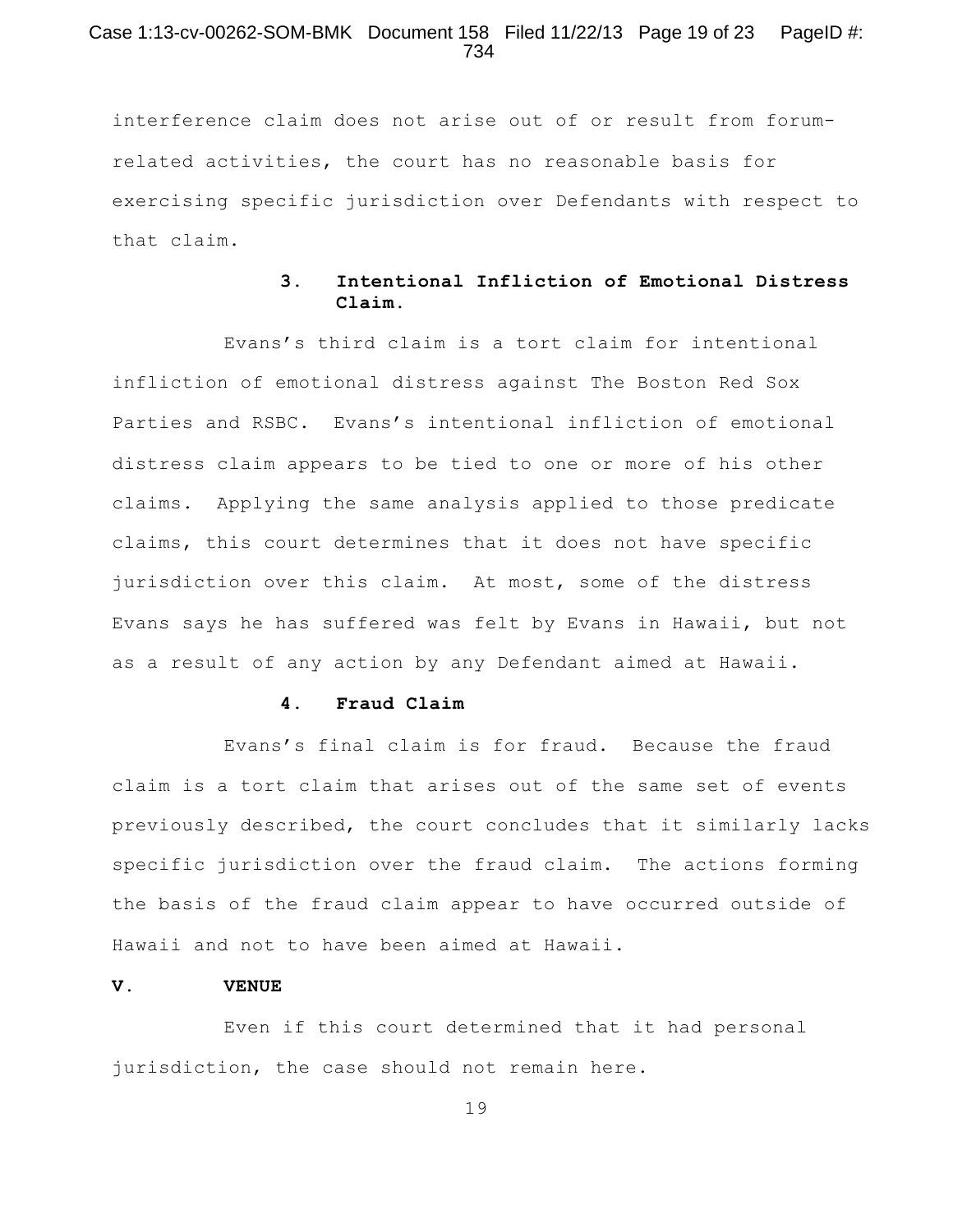interference claim does not arise out of or result from forum-related activities, the court has no reasonable basis for exercising specific jurisdiction over Defendants with respect to that claim.

### 3. Intentional Infliction of Emotional Distress Claim.

Evans's third claim is a tort claim for intentional infliction of emotional distress against The Boston Red Sox Parties and RSBC. Evans's intentional infliction of emotional distress claim appears to be tied to one or more of his other claims. Applying the same analysis applied to those predicate claims, this court determines that it does not have specific jurisdiction over this claim. At most, some of the distress Evans says he has suffered was felt by Evans in Hawaii, but not as a result of any action by any Defendant aimed at Hawaii.

### 4. Fraud Claim

Evans's final claim is for fraud. Because the fraud claim is a tort claim that arises out of the same set of events previously described, the court concludes that it similarly lacks specific jurisdiction over the fraud claim. The actions forming the basis of the fraud claim appear to have occurred outside of Hawaii and not to have been aimed at Hawaii.

## V. VENUE

Even if this court determined that it had personal jurisdiction, the case should not remain here.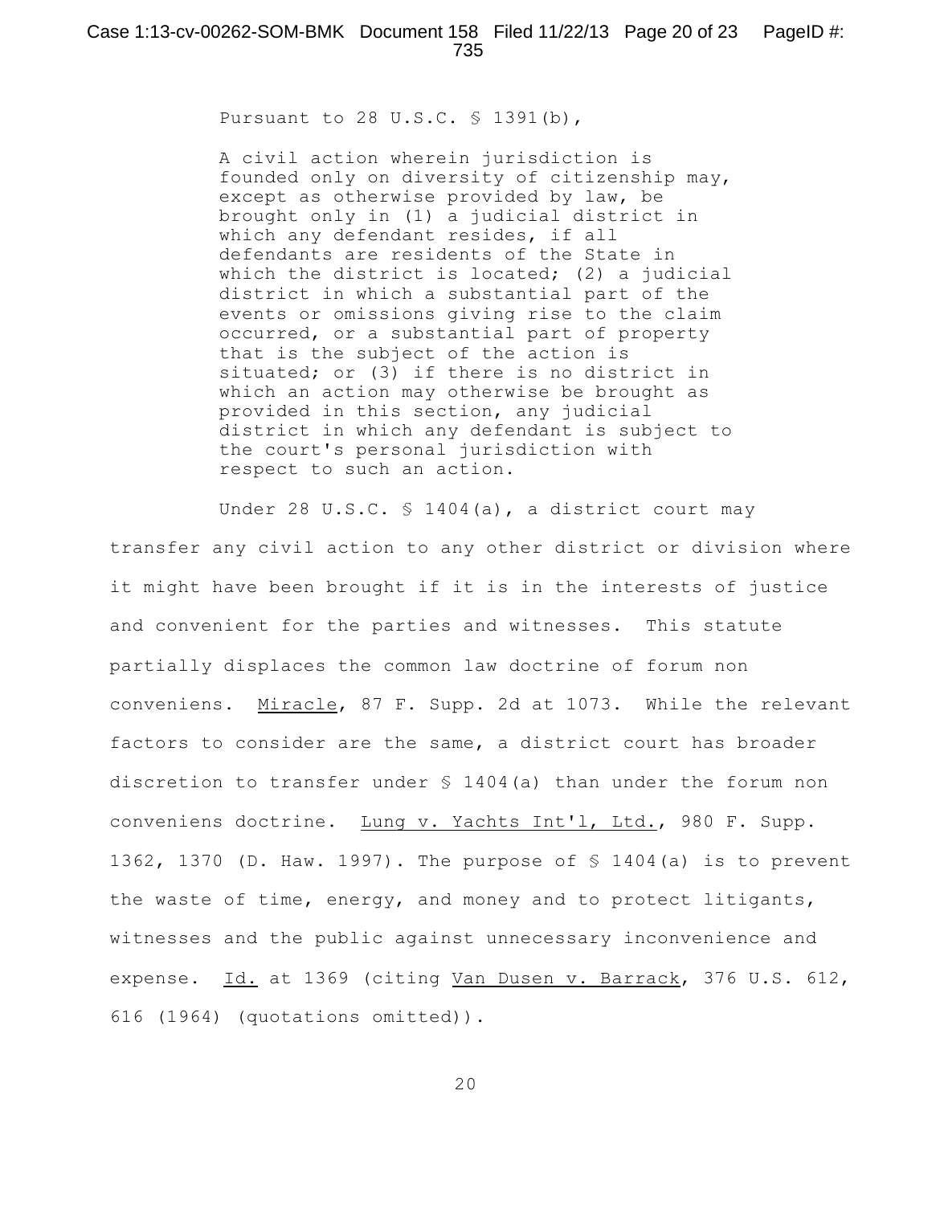Pursuant to 28 U.S.C. § 1391(b),

> A civil action wherein jurisdiction is founded only on diversity of citizenship may, except as otherwise provided by law, be brought only in (1) a judicial district in which any defendant resides, if all defendants are residents of the State in which the district is located; (2) a judicial district in which a substantial part of the events or omissions giving rise to the claim occurred, or a substantial part of property that is the subject of the action is situated; or (3) if there is no district in which an action may otherwise be brought as provided in this section, any judicial district in which any defendant is subject to the court's personal jurisdiction with respect to such an action.

Under 28 U.S.C. § 1404(a), a district court may transfer any civil action to any other district or division where it might have been brought if it is in the interests of justice and convenient for the parties and witnesses. This statute partially displaces the common law doctrine of forum non conveniens. Miracle, 87 F. Supp. 2d at 1073. While the relevant factors to consider are the same, a district court has broader discretion to transfer under § 1404(a) than under the forum non conveniens doctrine. Lung v. Yachts Int'l, Ltd., 980 F. Supp. 1362, 1370 (D. Haw. 1997). The purpose of § 1404(a) is to prevent the waste of time, energy, and money and to protect litigants, witnesses and the public against unnecessary inconvenience and expense. Id. at 1369 (citing Van Dusen v. Barrack, 376 U.S. 612, 616 (1964) (quotations omitted)).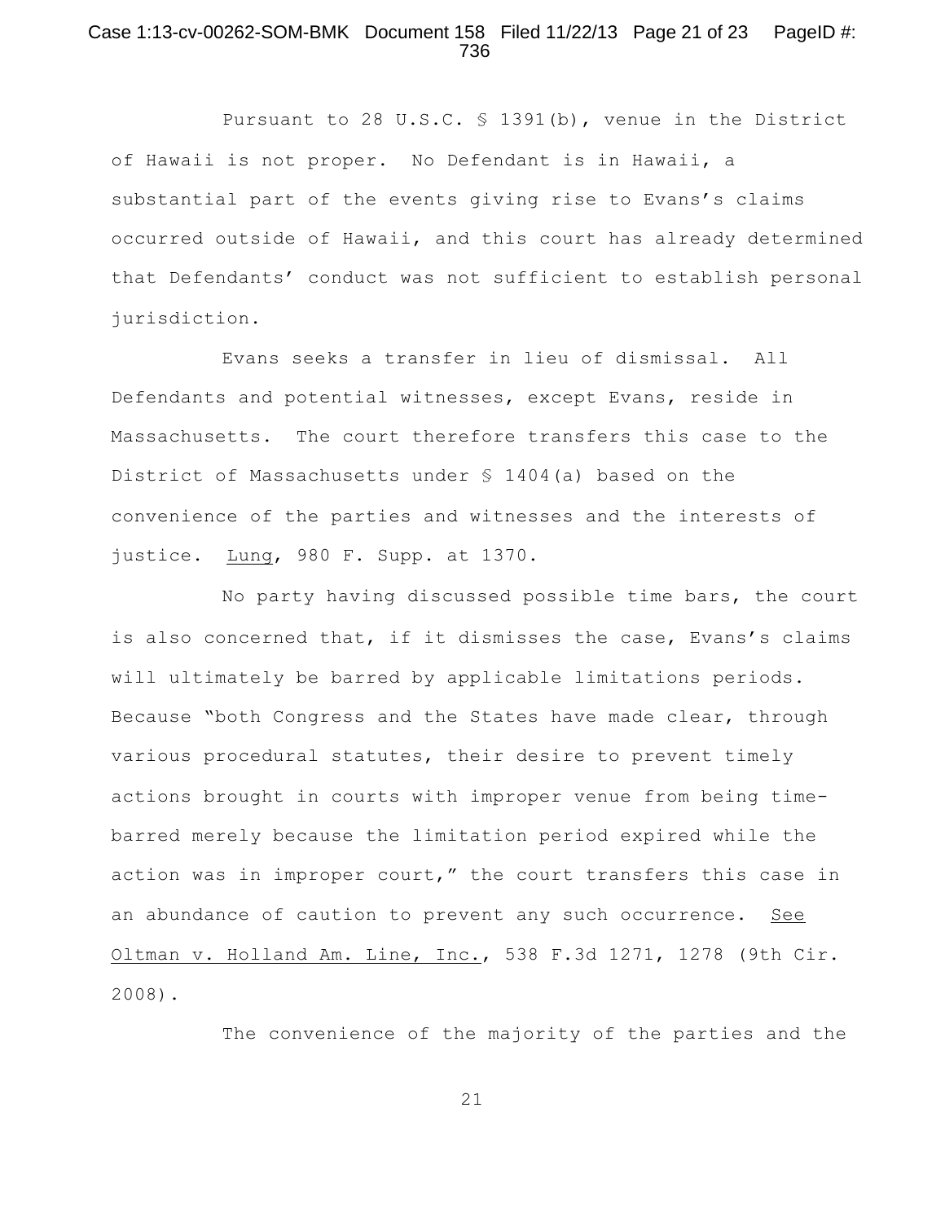Pursuant to 28 U.S.C. § 1391(b), venue in the District of Hawaii is not proper. No Defendant is in Hawaii, a substantial part of the events giving rise to Evans's claims occurred outside of Hawaii, and this court has already determined that Defendants' conduct was not sufficient to establish personal jurisdiction.

Evans seeks a transfer in lieu of dismissal. All Defendants and potential witnesses, except Evans, reside in Massachusetts. The court therefore transfers this case to the District of Massachusetts under § 1404(a) based on the convenience of the parties and witnesses and the interests of justice. Lung, 980 F. Supp. at 1370.

No party having discussed possible time bars, the court is also concerned that, if it dismisses the case, Evans's claims will ultimately be barred by applicable limitations periods. Because "both Congress and the States have made clear, through various procedural statutes, their desire to prevent timely actions brought in courts with improper venue from being time-barred merely because the limitation period expired while the action was in improper court," the court transfers this case in an abundance of caution to prevent any such occurrence. See Oltman v. Holland Am. Line, Inc., 538 F.3d 1271, 1278 (9th Cir. 2008).

The convenience of the majority of the parties and the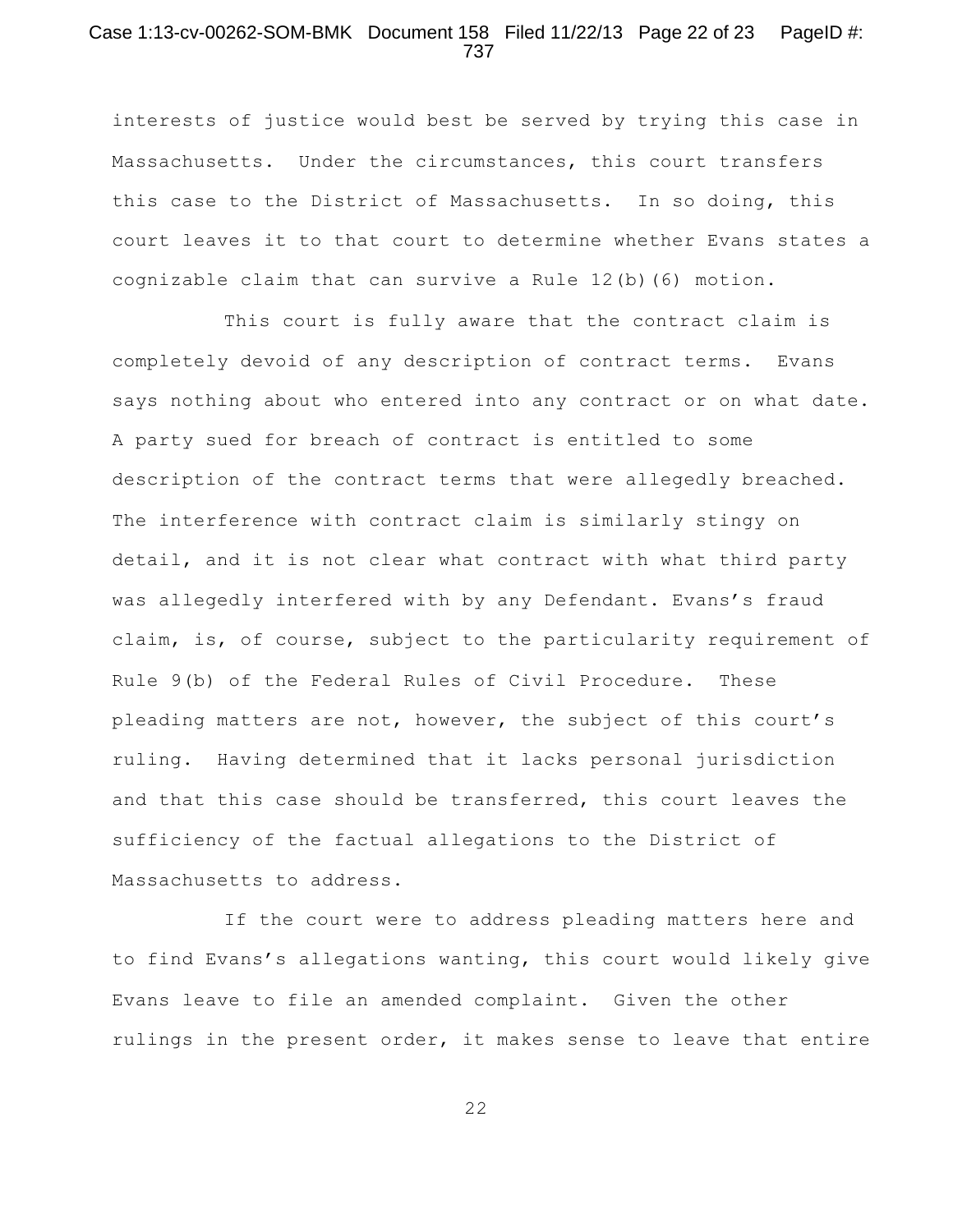interests of justice would best be served by trying this case in Massachusetts. Under the circumstances, this court transfers this case to the District of Massachusetts. In so doing, this court leaves it to that court to determine whether Evans states a cognizable claim that can survive a Rule 12(b)(6) motion.

This court is fully aware that the contract claim is completely devoid of any description of contract terms. Evans says nothing about who entered into any contract or on what date. A party sued for breach of contract is entitled to some description of the contract terms that were allegedly breached. The interference with contract claim is similarly stingy on detail, and it is not clear what contract with what third party was allegedly interfered with by any Defendant. Evans's fraud claim, is, of course, subject to the particularity requirement of Rule 9(b) of the Federal Rules of Civil Procedure. These pleading matters are not, however, the subject of this court's ruling. Having determined that it lacks personal jurisdiction and that this case should be transferred, this court leaves the sufficiency of the factual allegations to the District of Massachusetts to address.

If the court were to address pleading matters here and to find Evans's allegations wanting, this court would likely give Evans leave to file an amended complaint. Given the other rulings in the present order, it makes sense to leave that entire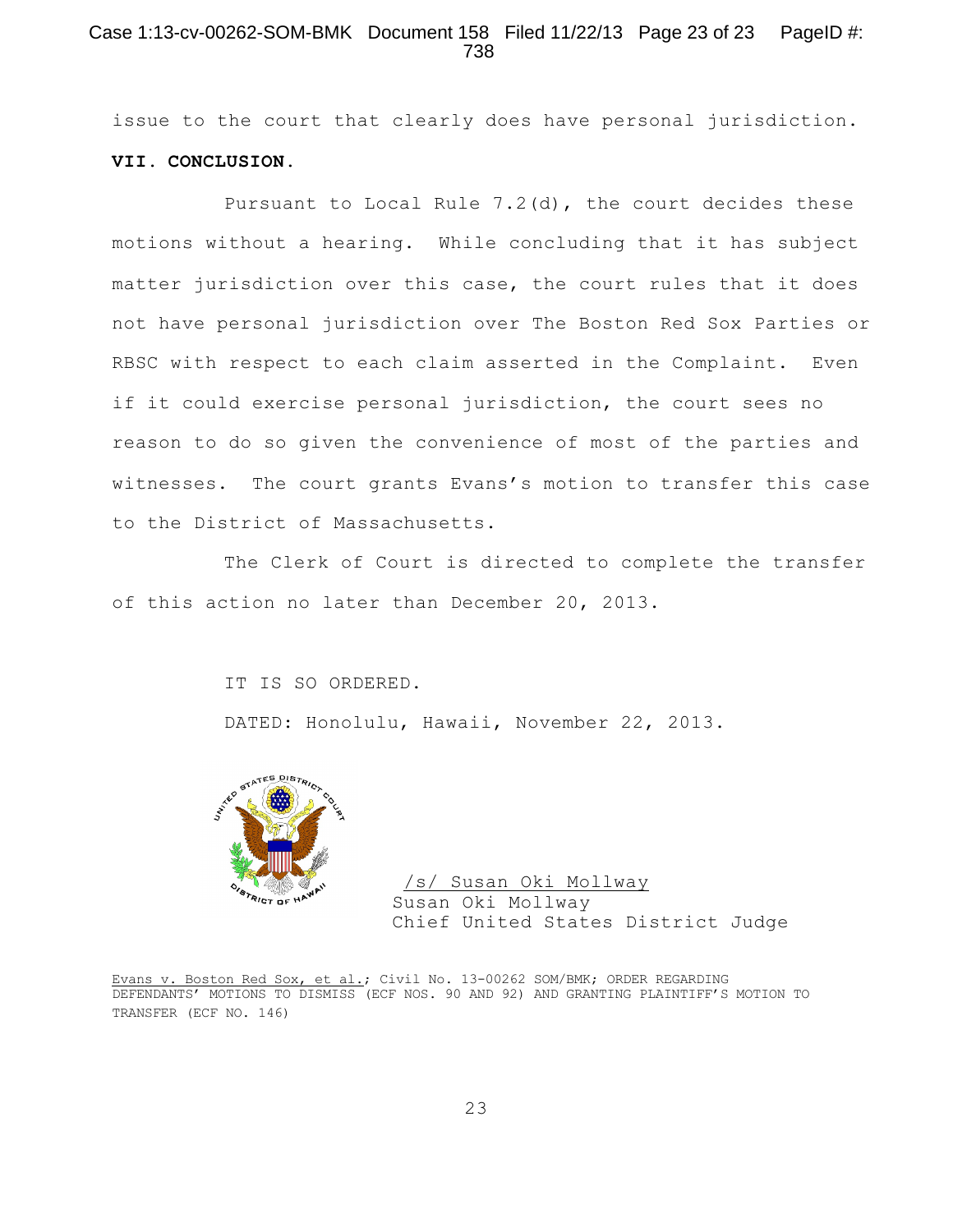issue to the court that clearly does have personal jurisdiction.

**VII. CONCLUSION.**

Pursuant to Local Rule 7.2(d), the court decides these motions without a hearing. While concluding that it has subject matter jurisdiction over this case, the court rules that it does not have personal jurisdiction over The Boston Red Sox Parties or RBSC with respect to each claim asserted in the Complaint. Even if it could exercise personal jurisdiction, the court sees no reason to do so given the convenience of most of the parties and witnesses. The court grants Evans's motion to transfer this case to the District of Massachusetts.

The Clerk of Court is directed to complete the transfer of this action no later than December 20, 2013.

IT IS SO ORDERED.

DATED: Honolulu, Hawaii, November 22, 2013.

/s/ Susan Oki Mollway
Susan Oki Mollway
Chief United States District Judge

Evans v. Boston Red Sox, et al.; Civil No. 13-00262 SOM/BMK; ORDER REGARDING DEFENDANTS' MOTIONS TO DISMISS (ECF NOS. 90 AND 92) AND GRANTING PLAINTIFF'S MOTION TO TRANSFER (ECF NO. 146)